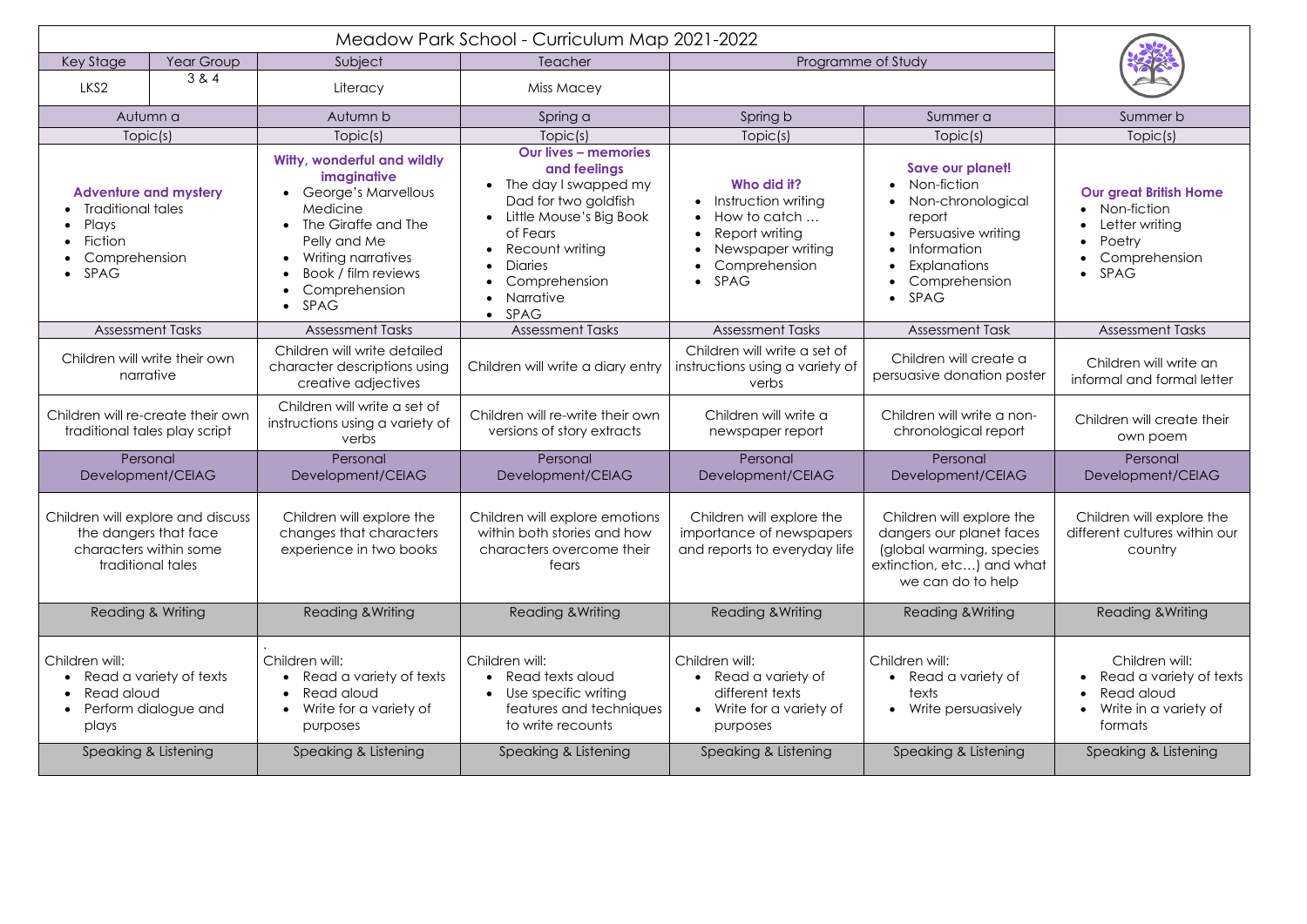| Meadow Park School - Curriculum Map 2021-2022 | | | | | | |
|---|---|---|---|---|---|---|
| Key Stage | Year Group | Subject | Teacher | Programme of Study | | |
| LKS2 | 3 & 4 | Literacy | Miss Macey | | | |
| Autumn a | | Autumn b | Spring a | Spring b | Summer a | Summer b |
| Topic(s) | | Topic(s) | Topic(s) | Topic(s) | Topic(s) | Topic(s) |
| **Adventure and mystery**<br>• Traditional tales<br>• Plays<br>• Fiction<br>• Comprehension<br>• SPAG | | **Witty, wonderful and wildly imaginative**<br>• George's Marvellous Medicine<br>• The Giraffe and The Pelly and Me<br>• Writing narratives<br>• Book / film reviews<br>• Comprehension<br>• SPAG | **Our lives – memories and feelings**<br>• The day I swapped my Dad for two goldfish<br>• Little Mouse's Big Book of Fears<br>• Recount writing<br>• Diaries<br>• Comprehension<br>• Narrative<br>• SPAG | **Who did it?**<br>• Instruction writing<br>• How to catch …<br>• Report writing<br>• Newspaper writing<br>• Comprehension<br>• SPAG | **Save our planet!**<br>• Non-fiction<br>• Non-chronological report<br>• Persuasive writing<br>• Information<br>• Explanations<br>• Comprehension<br>• SPAG | **Our great British Home**<br>• Non-fiction<br>• Letter writing<br>• Poetry<br>• Comprehension<br>• SPAG |
| Assessment Tasks | | Assessment Tasks | Assessment Tasks | Assessment Tasks | Assessment Task | Assessment Tasks |
| Children will write their own narrative | | Children will write detailed character descriptions using creative adjectives | Children will write a diary entry | Children will write a set of instructions using a variety of verbs | Children will create a persuasive donation poster | Children will write an informal and formal letter |
| Children will re-create their own traditional tales play script | | Children will write a set of instructions using a variety of verbs | Children will re-write their own versions of story extracts | Children will write a newspaper report | Children will write a non-chronological report | Children will create their own poem |
| Personal Development/CEIAG | | Personal Development/CEIAG | Personal Development/CEIAG | Personal Development/CEIAG | Personal Development/CEIAG | Personal Development/CEIAG |
| Children will explore and discuss the dangers that face characters within some traditional tales | | Children will explore the changes that characters experience in two books | Children will explore emotions within both stories and how characters overcome their fears | Children will explore the importance of newspapers and reports to everyday life | Children will explore the dangers our planet faces (global warming, species extinction, etc…) and what we can do to help | Children will explore the different cultures within our country |
| Reading & Writing | | Reading &Writing | Reading &Writing | Reading &Writing | Reading &Writing | Reading &Writing |
| Children will:<br>• Read a variety of texts<br>• Read aloud<br>• Perform dialogue and plays | | Children will:<br>• Read a variety of texts<br>• Read aloud<br>• Write for a variety of purposes | Children will:<br>• Read texts aloud<br>• Use specific writing features and techniques to write recounts | Children will:<br>• Read a variety of different texts<br>• Write for a variety of purposes | Children will:<br>• Read a variety of texts<br>• Write persuasively | Children will:<br>• Read a variety of texts<br>• Read aloud<br>• Write in a variety of formats |
| Speaking & Listening | | Speaking & Listening | Speaking & Listening | Speaking & Listening | Speaking & Listening | Speaking & Listening |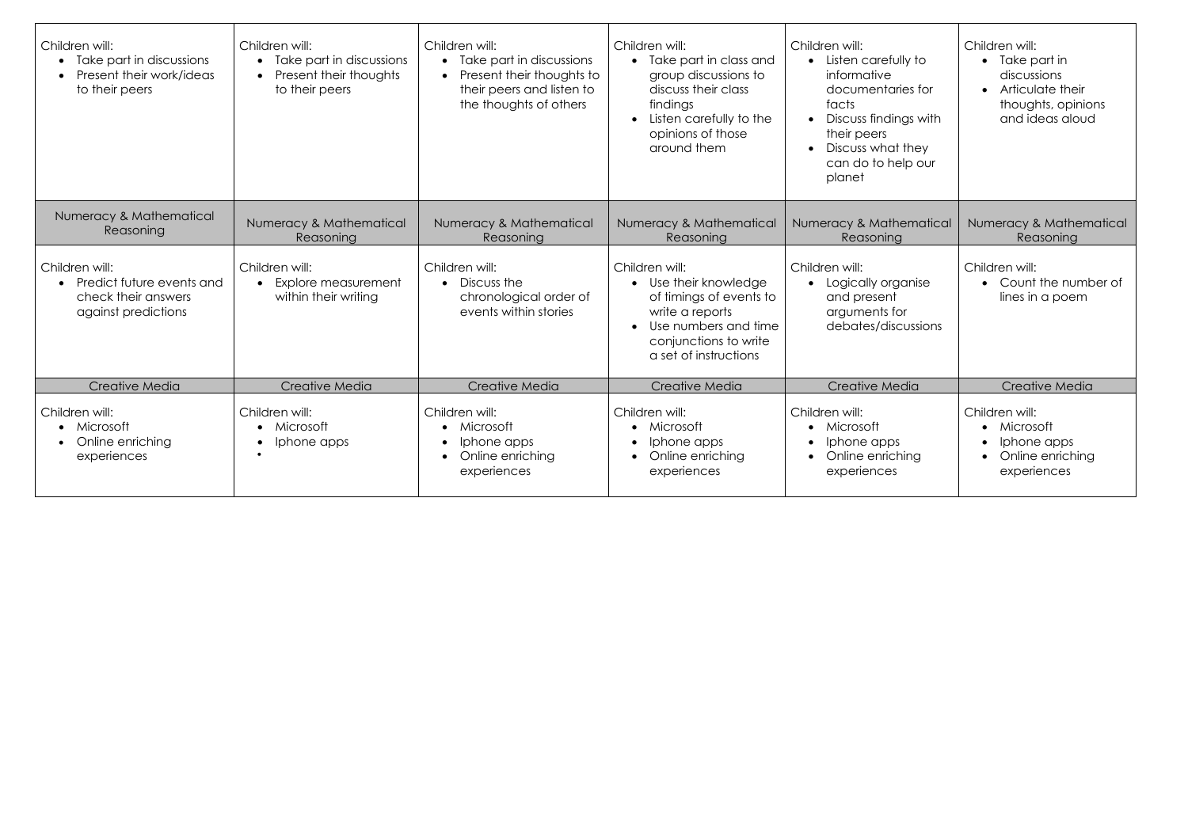| | | | | | |
|---|---|---|---|---|---|
| Children will:<br>• Take part in discussions<br>• Present their work/ideas to their peers | Children will:<br>• Take part in discussions<br>• Present their thoughts to their peers | Children will:<br>• Take part in discussions<br>• Present their thoughts to their peers and listen to the thoughts of others | Children will:<br>• Take part in class and group discussions to discuss their class findings<br>• Listen carefully to the opinions of those around them | Children will:<br>• Listen carefully to informative documentaries for facts<br>• Discuss findings with their peers<br>• Discuss what they can do to help our planet | Children will:<br>• Take part in discussions<br>• Articulate their thoughts, opinions and ideas aloud |
| Numeracy & Mathematical Reasoning | Numeracy & Mathematical Reasoning | Numeracy & Mathematical Reasoning | Numeracy & Mathematical Reasoning | Numeracy & Mathematical Reasoning | Numeracy & Mathematical Reasoning |
| Children will:<br>• Predict future events and check their answers against predictions | Children will:<br>• Explore measurement within their writing | Children will:<br>• Discuss the chronological order of events within stories | Children will:<br>• Use their knowledge of timings of events to write a reports<br>• Use numbers and time conjunctions to write a set of instructions | Children will:<br>• Logically organise and present arguments for debates/discussions | Children will:<br>• Count the number of lines in a poem |
| Creative Media | Creative Media | Creative Media | Creative Media | Creative Media | Creative Media |
| Children will:<br>• Microsoft<br>• Online enriching experiences | Children will:<br>• Microsoft<br>• Iphone apps<br>• | Children will:<br>• Microsoft<br>• Iphone apps<br>• Online enriching experiences | Children will:<br>• Microsoft<br>• Iphone apps<br>• Online enriching experiences | Children will:<br>• Microsoft<br>• Iphone apps<br>• Online enriching experiences | Children will:<br>• Microsoft<br>• Iphone apps<br>• Online enriching experiences |